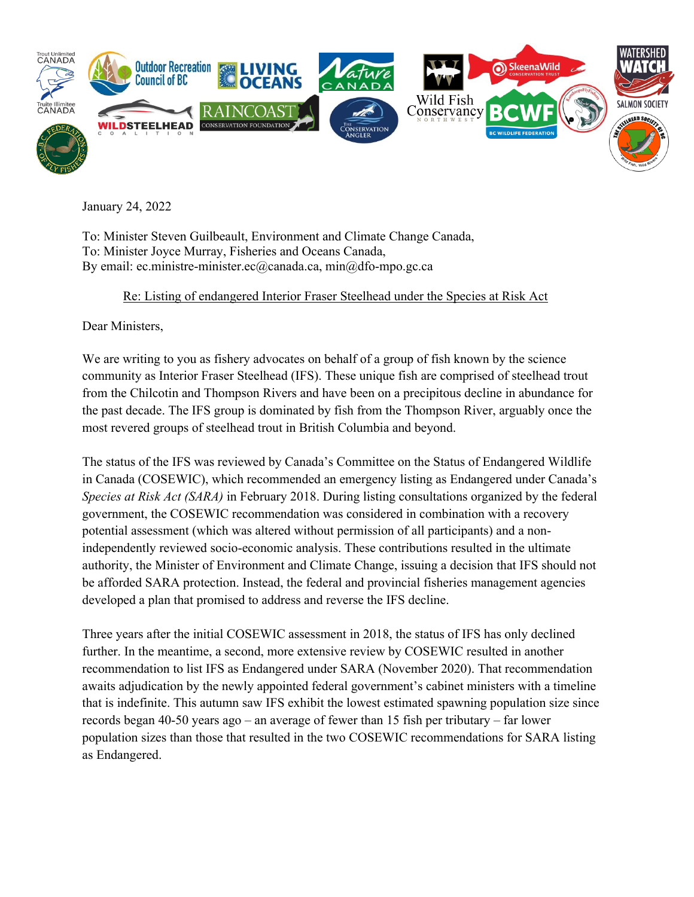January 24, 2022

To: Minister Steven Guilbeault, Environment and Climate Change Canada,
To: Minister Joyce Murray, Fisheries and Oceans Canada,
By email: ec.ministre-minister.ec@canada.ca, min@dfo-mpo.gc.ca

Re: Listing of endangered Interior Fraser Steelhead under the Species at Risk Act

Dear Ministers,

We are writing to you as fishery advocates on behalf of a group of fish known by the science community as Interior Fraser Steelhead (IFS). These unique fish are comprised of steelhead trout from the Chilcotin and Thompson Rivers and have been on a precipitous decline in abundance for the past decade. The IFS group is dominated by fish from the Thompson River, arguably once the most revered groups of steelhead trout in British Columbia and beyond.

The status of the IFS was reviewed by Canada's Committee on the Status of Endangered Wildlife in Canada (COSEWIC), which recommended an emergency listing as Endangered under Canada's *Species at Risk Act (SARA)* in February 2018. During listing consultations organized by the federal government, the COSEWIC recommendation was considered in combination with a recovery potential assessment (which was altered without permission of all participants) and a non-independently reviewed socio-economic analysis. These contributions resulted in the ultimate authority, the Minister of Environment and Climate Change, issuing a decision that IFS should not be afforded SARA protection. Instead, the federal and provincial fisheries management agencies developed a plan that promised to address and reverse the IFS decline.

Three years after the initial COSEWIC assessment in 2018, the status of IFS has only declined further. In the meantime, a second, more extensive review by COSEWIC resulted in another recommendation to list IFS as Endangered under SARA (November 2020). That recommendation awaits adjudication by the newly appointed federal government's cabinet ministers with a timeline that is indefinite. This autumn saw IFS exhibit the lowest estimated spawning population size since records began 40-50 years ago – an average of fewer than 15 fish per tributary – far lower population sizes than those that resulted in the two COSEWIC recommendations for SARA listing as Endangered.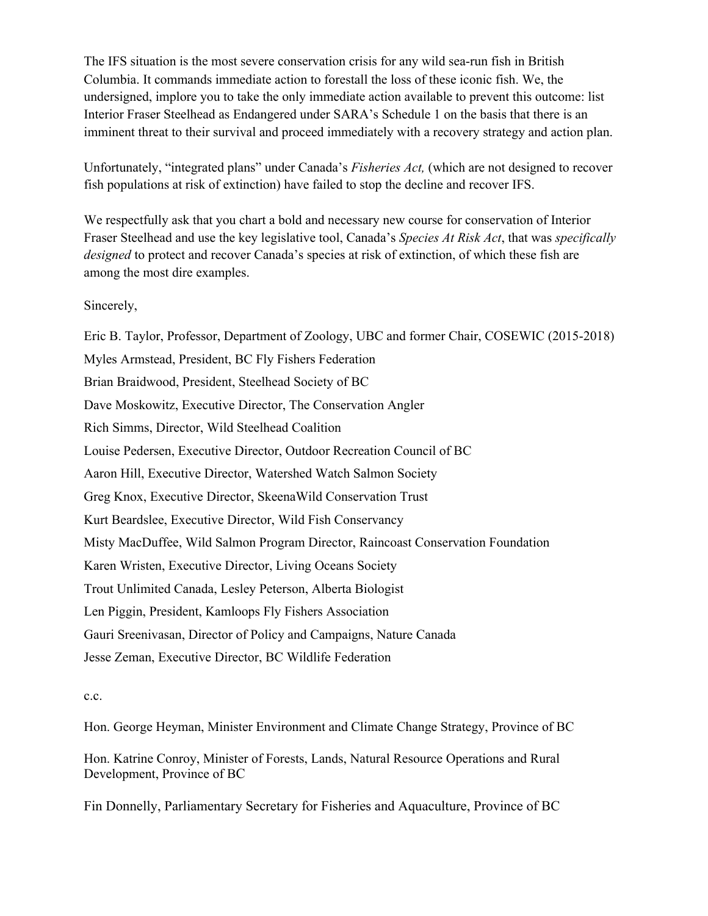The IFS situation is the most severe conservation crisis for any wild sea-run fish in British Columbia. It commands immediate action to forestall the loss of these iconic fish. We, the undersigned, implore you to take the only immediate action available to prevent this outcome: list Interior Fraser Steelhead as Endangered under SARA's Schedule 1 on the basis that there is an imminent threat to their survival and proceed immediately with a recovery strategy and action plan.

Unfortunately, "integrated plans" under Canada's *Fisheries Act,* (which are not designed to recover fish populations at risk of extinction) have failed to stop the decline and recover IFS.

We respectfully ask that you chart a bold and necessary new course for conservation of Interior Fraser Steelhead and use the key legislative tool, Canada's *Species At Risk Act*, that was *specifically designed* to protect and recover Canada's species at risk of extinction, of which these fish are among the most dire examples.

Sincerely,

Eric B. Taylor, Professor, Department of Zoology, UBC and former Chair, COSEWIC (2015-2018)

Myles Armstead, President, BC Fly Fishers Federation

Brian Braidwood, President, Steelhead Society of BC

Dave Moskowitz, Executive Director, The Conservation Angler

Rich Simms, Director, Wild Steelhead Coalition

Louise Pedersen, Executive Director, Outdoor Recreation Council of BC

Aaron Hill, Executive Director, Watershed Watch Salmon Society

Greg Knox, Executive Director, SkeenaWild Conservation Trust

Kurt Beardslee, Executive Director, Wild Fish Conservancy

Misty MacDuffee, Wild Salmon Program Director, Raincoast Conservation Foundation

Karen Wristen, Executive Director, Living Oceans Society

Trout Unlimited Canada, Lesley Peterson, Alberta Biologist

Len Piggin, President, Kamloops Fly Fishers Association

Gauri Sreenivasan, Director of Policy and Campaigns, Nature Canada

Jesse Zeman, Executive Director, BC Wildlife Federation

c.c.

Hon. George Heyman, Minister Environment and Climate Change Strategy, Province of BC

Hon. Katrine Conroy, Minister of Forests, Lands, Natural Resource Operations and Rural Development, Province of BC

Fin Donnelly, Parliamentary Secretary for Fisheries and Aquaculture, Province of BC